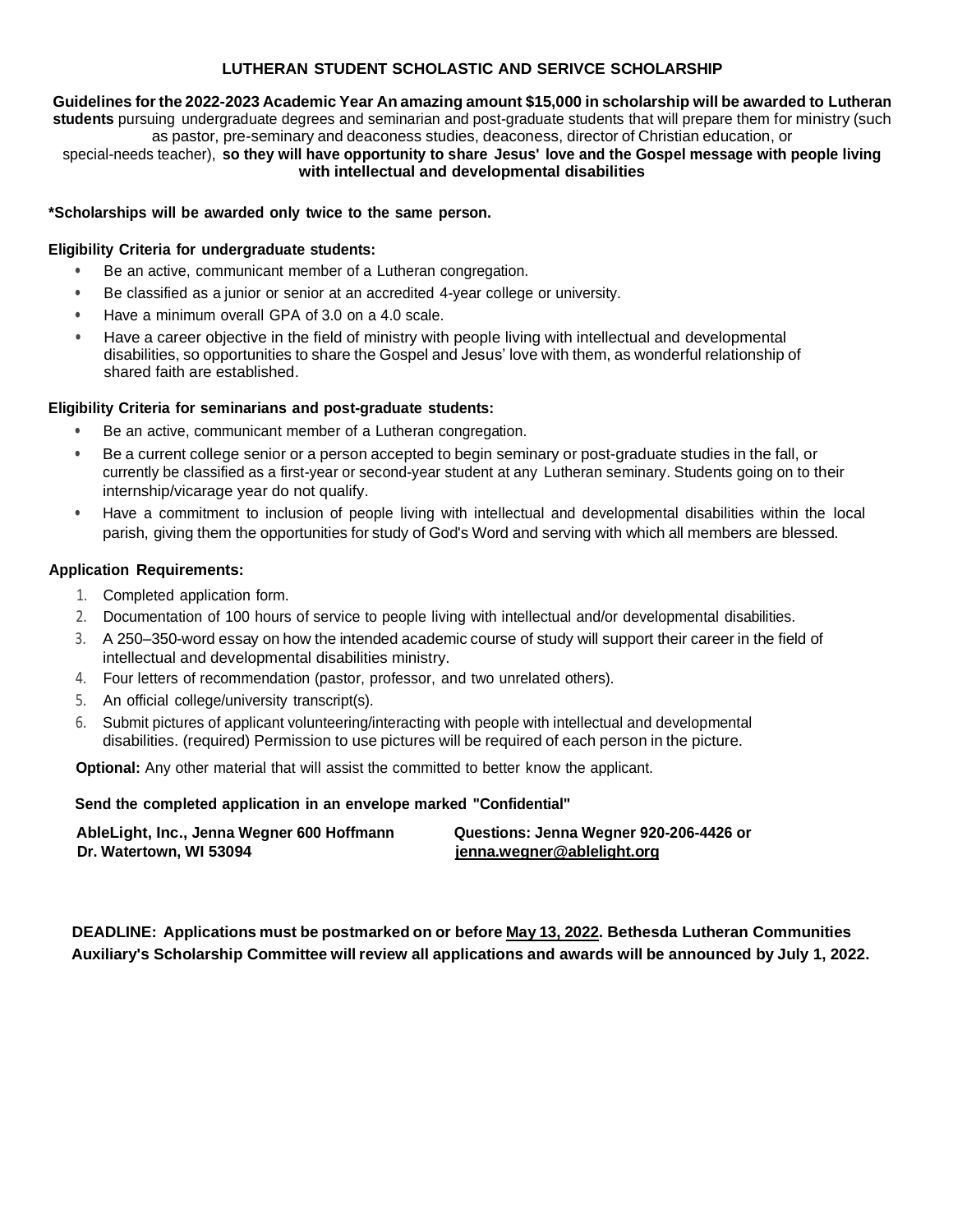# LUTHERAN STUDENT SCHOLASTIC AND SERIVCE SCHOLARSHIP

**Guidelines for the 2022-2023 Academic Year An amazing amount $15,000 in scholarship will be awarded to Lutheran students** pursuing undergraduate degrees and seminarian and post-graduate students that will prepare them for ministry (such as pastor, pre-seminary and deaconess studies, deaconess, director of Christian education, or special-needs teacher), **so they will have opportunity to share Jesus' love and the Gospel message with people living with intellectual and developmental disabilities**

**\*Scholarships will be awarded only twice to the same person.**

**Eligibility Criteria for undergraduate students:**

- Be an active, communicant member of a Lutheran congregation.
- Be classified as a junior or senior at an accredited 4-year college or university.
- Have a minimum overall GPA of 3.0 on a 4.0 scale.
- Have a career objective in the field of ministry with people living with intellectual and developmental disabilities, so opportunities to share the Gospel and Jesus' love with them, as wonderful relationship of shared faith are established.

**Eligibility Criteria for seminarians and post-graduate students:**

- Be an active, communicant member of a Lutheran congregation.
- Be a current college senior or a person accepted to begin seminary or post-graduate studies in the fall, or currently be classified as a first-year or second-year student at any Lutheran seminary. Students going on to their internship/vicarage year do not qualify.
- Have a commitment to inclusion of people living with intellectual and developmental disabilities within the local parish, giving them the opportunities for study of God's Word and serving with which all members are blessed.

**Application Requirements:**

1. Completed application form.
2. Documentation of 100 hours of service to people living with intellectual and/or developmental disabilities.
3. A 250–350-word essay on how the intended academic course of study will support their career in the field of intellectual and developmental disabilities ministry.
4. Four letters of recommendation (pastor, professor, and two unrelated others).
5. An official college/university transcript(s).
6. Submit pictures of applicant volunteering/interacting with people with intellectual and developmental disabilities. (required) Permission to use pictures will be required of each person in the picture.

**Optional:** Any other material that will assist the committed to better know the applicant.

**Send the completed application in an envelope marked "Confidential"**

**AbleLight, Inc., Jenna Wegner 600 Hoffmann Dr. Watertown, WI 53094**

**Questions: Jenna Wegner 920-206-4426 or jenna.wegner@ablelight.org**

**DEADLINE: Applications must be postmarked on or before May 13, 2022. Bethesda Lutheran Communities Auxiliary's Scholarship Committee will review all applications and awards will be announced by July 1, 2022.**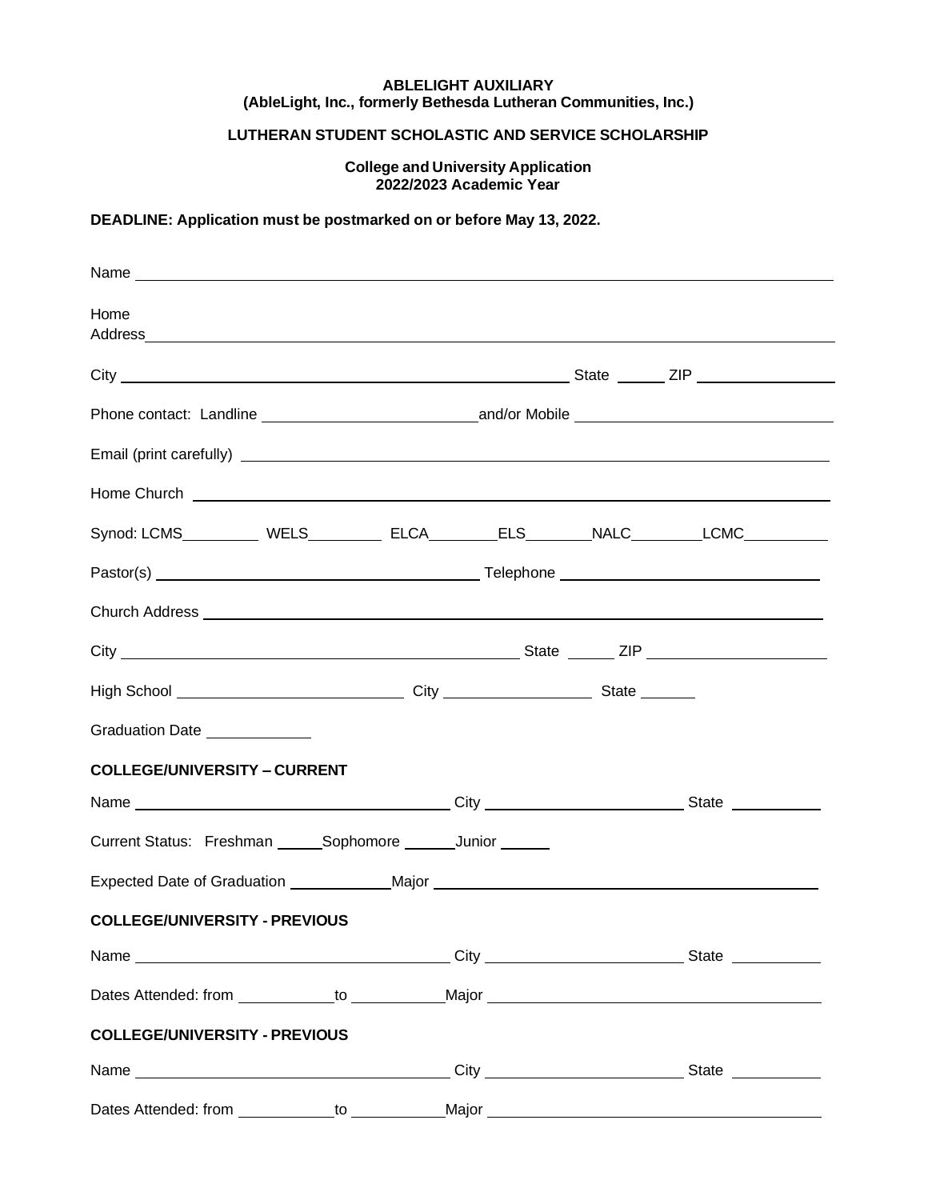**ABLELIGHT AUXILIARY**
**(AbleLight, Inc., formerly Bethesda Lutheran Communities, Inc.)**

**LUTHERAN STUDENT SCHOLASTIC AND SERVICE SCHOLARSHIP**

**College and University Application**
**2022/2023 Academic Year**

**DEADLINE: Application must be postmarked on or before May 13, 2022.**

Name ______________________________________________________________

Home Address ______________________________________________________

City ____________________________________ State ______ ZIP ______________

Phone contact: Landline ______________________ and/or Mobile ______________________

Email (print carefully) ______________________________________________________

Home Church ______________________________________________________

Synod: LCMS_________ WELS_________ ELCA________ ELS________ NALC________ LCMC__________

Pastor(s) ______________________________ Telephone ______________________

Church Address ______________________________________________________

City ____________________________________ State ______ ZIP ______________

High School ______________________ City ______________ State ______

Graduation Date ____________

**COLLEGE/UNIVERSITY – CURRENT**

Name ______________________________ City ____________________ State __________

Current Status: Freshman _____ Sophomore ______ Junior ______

Expected Date of Graduation ____________ Major ______________________________________

**COLLEGE/UNIVERSITY - PREVIOUS**

Name ______________________________ City ____________________ State __________

Dates Attended: from ___________ to ___________ Major ______________________________

**COLLEGE/UNIVERSITY - PREVIOUS**

Name ______________________________ City ____________________ State __________

Dates Attended: from ___________ to ___________ Major ______________________________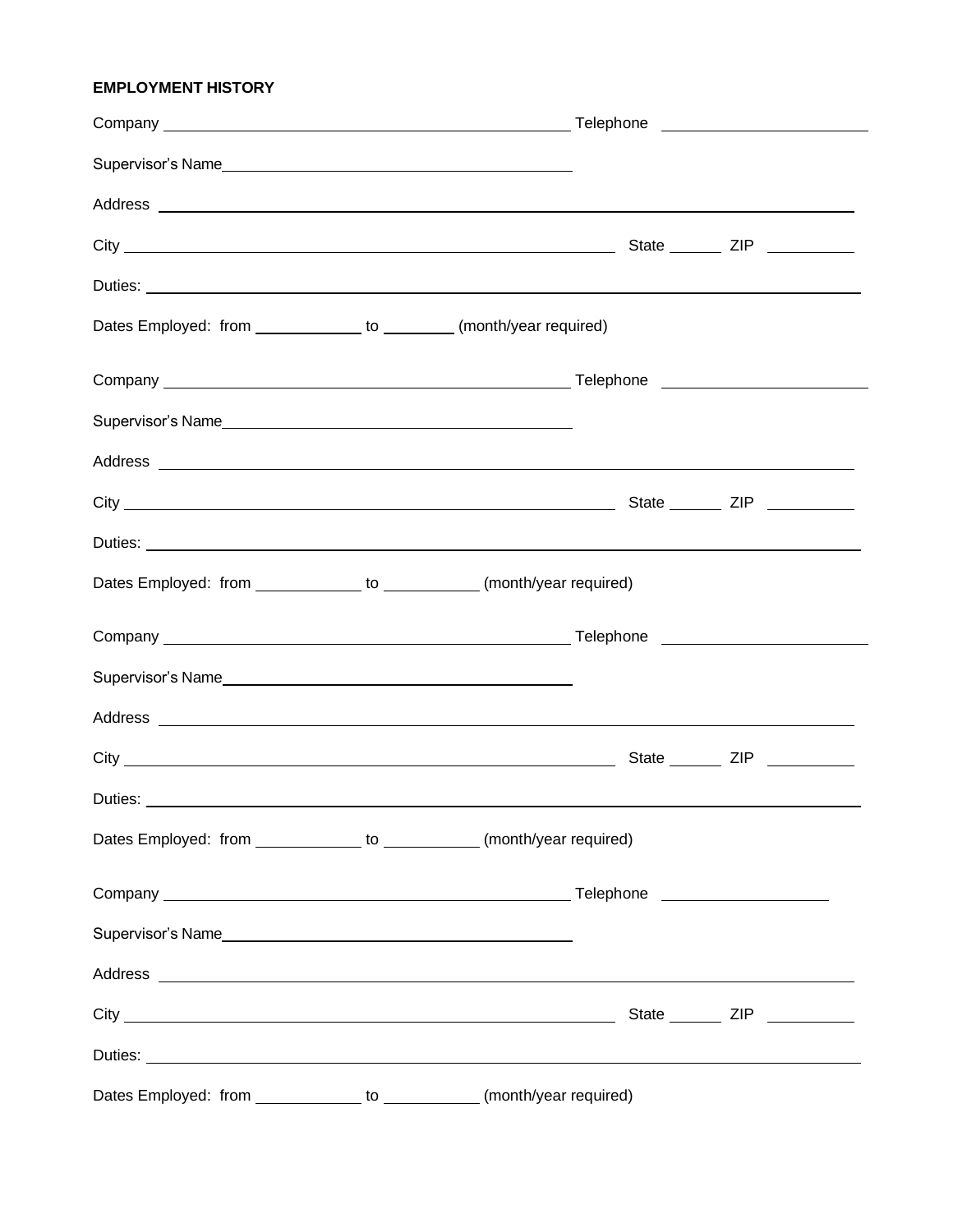**EMPLOYMENT HISTORY**

Company ____________________________________________ Telephone ______________________

Supervisor's Name______________________________________

Address ______________________________________________________________________________

City _______________________________________________________ State ______ ZIP __________

Duties: ______________________________________________________________________________

Dates Employed: from ____________ to ________ (month/year required)

Company ____________________________________________ Telephone ______________________

Supervisor's Name______________________________________

Address ______________________________________________________________________________

City _______________________________________________________ State ______ ZIP __________

Duties: ______________________________________________________________________________

Dates Employed: from ____________ to ___________ (month/year required)

Company ____________________________________________ Telephone ______________________

Supervisor's Name______________________________________

Address ______________________________________________________________________________

City _______________________________________________________ State ______ ZIP __________

Duties: ______________________________________________________________________________

Dates Employed: from ____________ to ___________ (month/year required)

Company ____________________________________________ Telephone ___________________

Supervisor's Name______________________________________

Address ______________________________________________________________________________

City _______________________________________________________ State ______ ZIP __________

Duties: ______________________________________________________________________________

Dates Employed: from ____________ to ___________ (month/year required)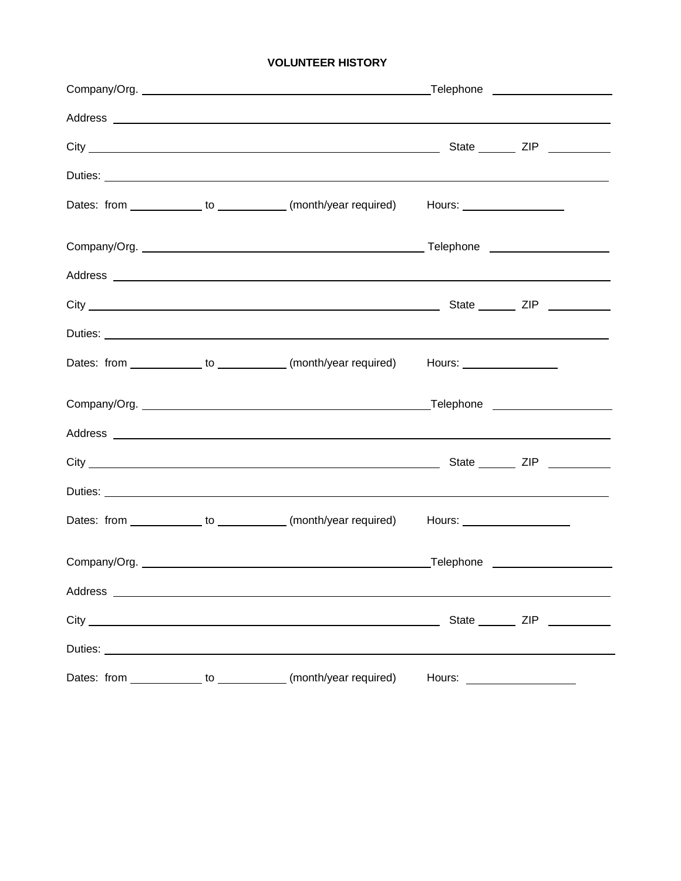**VOLUNTEER HISTORY**

Company/Org. ________________________________________ Telephone ________________

Address ____________________________________________________________

City ____________________________________________ State ______ ZIP ________

Duties: ____________________________________________________________

Dates: from __________ to __________ (month/year required) Hours: ______________

Company/Org. ________________________________________ Telephone ________________

Address ____________________________________________________________

City ____________________________________________ State ______ ZIP ________

Duties: ____________________________________________________________

Dates: from __________ to __________ (month/year required) Hours: ______________

Company/Org. ________________________________________ Telephone ________________

Address ____________________________________________________________

City ____________________________________________ State ______ ZIP ________

Duties: ____________________________________________________________

Dates: from __________ to __________ (month/year required) Hours: ______________

Company/Org. ________________________________________ Telephone ________________

Address ____________________________________________________________

City ____________________________________________ State ______ ZIP ________

Duties: ____________________________________________________________

Dates: from __________ to __________ (month/year required) Hours: ______________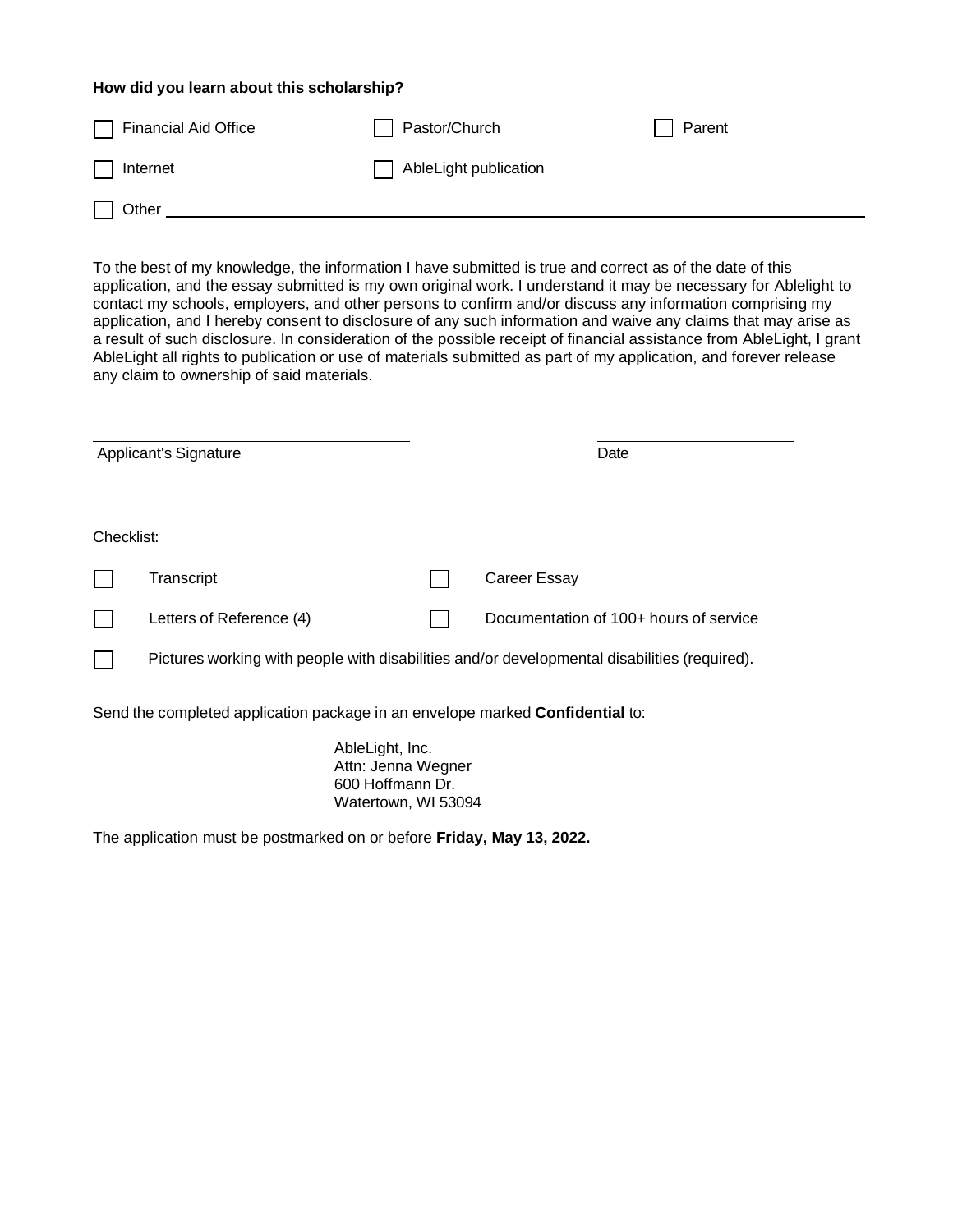**How did you learn about this scholarship?**

- ☐ Financial Aid Office
- ☐ Pastor/Church
- ☐ Parent
- ☐ Internet
- ☐ AbleLight publication
- ☐ Other ______________________________

To the best of my knowledge, the information I have submitted is true and correct as of the date of this application, and the essay submitted is my own original work. I understand it may be necessary for Ablelight to contact my schools, employers, and other persons to confirm and/or discuss any information comprising my application, and I hereby consent to disclosure of any such information and waive any claims that may arise as a result of such disclosure. In consideration of the possible receipt of financial assistance from AbleLight, I grant AbleLight all rights to publication or use of materials submitted as part of my application, and forever release any claim to ownership of said materials.

______________________________ ______________________

Applicant's Signature Date

Checklist:

- ☐ Transcript
- ☐ Career Essay
- ☐ Letters of Reference (4)
- ☐ Documentation of 100+ hours of service
- ☐ Pictures working with people with disabilities and/or developmental disabilities (required).

Send the completed application package in an envelope marked **Confidential** to:

AbleLight, Inc.
Attn: Jenna Wegner
600 Hoffmann Dr.
Watertown, WI 53094

The application must be postmarked on or before **Friday, May 13, 2022.**